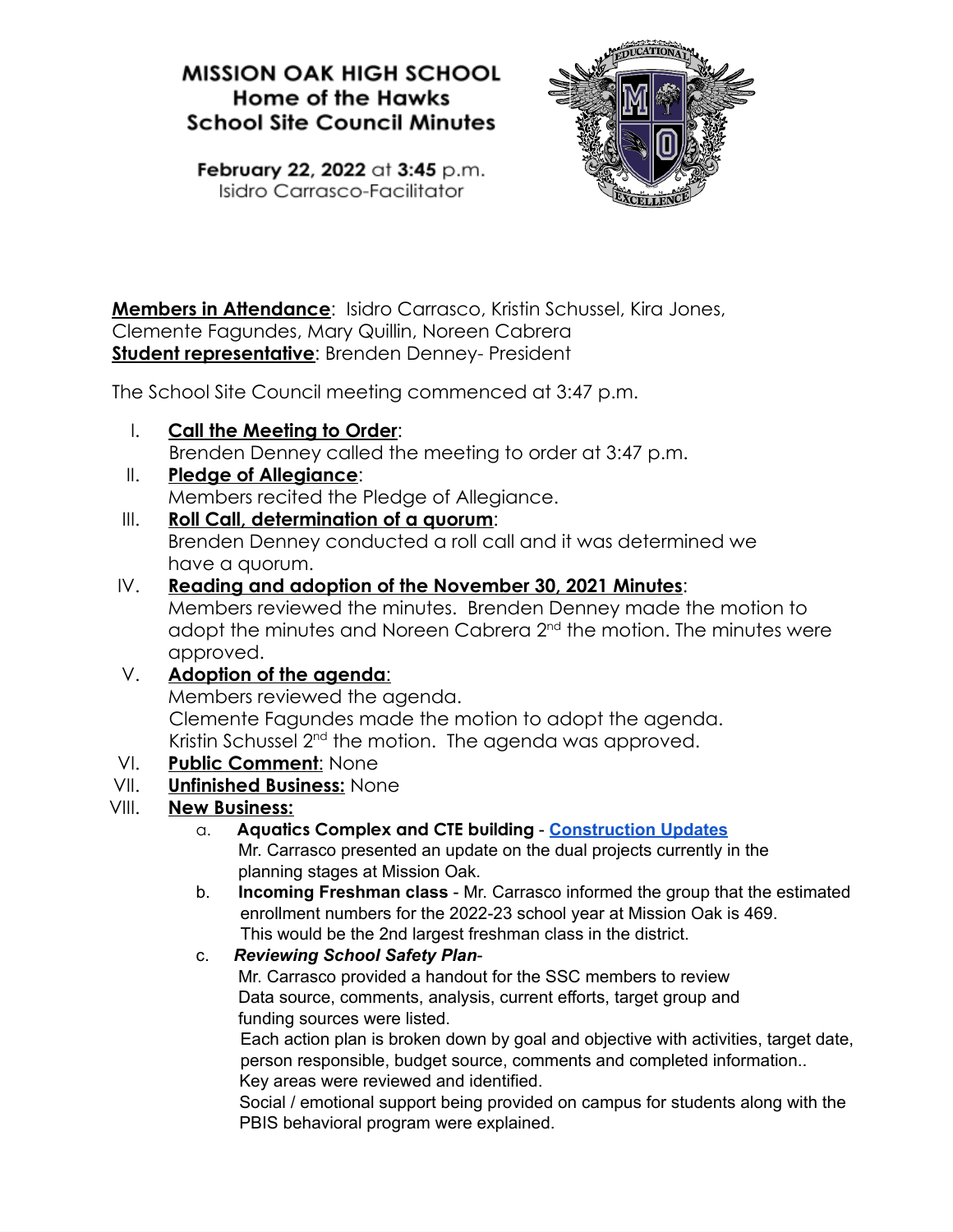# MISSION OAK HIGH SCHOOL
## Home of the Hawks
## School Site Council Minutes

**February 22, 2022** at **3:45** p.m.
Isidro Carrasco-Facilitator

**Members in Attendance**: Isidro Carrasco, Kristin Schussel, Kira Jones, Clemente Fagundes, Mary Quillin, Noreen Cabrera
**Student representative**: Brenden Denney- President

The School Site Council meeting commenced at 3:47 p.m.

I. **Call the Meeting to Order**:
Brenden Denney called the meeting to order at 3:47 p.m.

II. **Pledge of Allegiance**:
Members recited the Pledge of Allegiance.

III. **Roll Call, determination of a quorum**:
Brenden Denney conducted a roll call and it was determined we have a quorum.

IV. **Reading and adoption of the November 30, 2021 Minutes**:
Members reviewed the minutes. Brenden Denney made the motion to adopt the minutes and Noreen Cabrera 2nd the motion. The minutes were approved.

V. **Adoption of the agenda**:
Members reviewed the agenda.
Clemente Fagundes made the motion to adopt the agenda.
Kristin Schussel 2nd the motion. The agenda was approved.

VI. **Public Comment**: None

VII. **Unfinished Business:** None

VIII. **New Business:**

a. **Aquatics Complex and CTE building** - **Construction Updates**
Mr. Carrasco presented an update on the dual projects currently in the planning stages at Mission Oak.

b. **Incoming Freshman class** - Mr. Carrasco informed the group that the estimated enrollment numbers for the 2022-23 school year at Mission Oak is 469. This would be the 2nd largest freshman class in the district.

c. ***Reviewing School Safety Plan***-
Mr. Carrasco provided a handout for the SSC members to review Data source, comments, analysis, current efforts, target group and funding sources were listed.
Each action plan is broken down by goal and objective with activities, target date, person responsible, budget source, comments and completed information..
Key areas were reviewed and identified.
Social / emotional support being provided on campus for students along with the PBIS behavioral program were explained.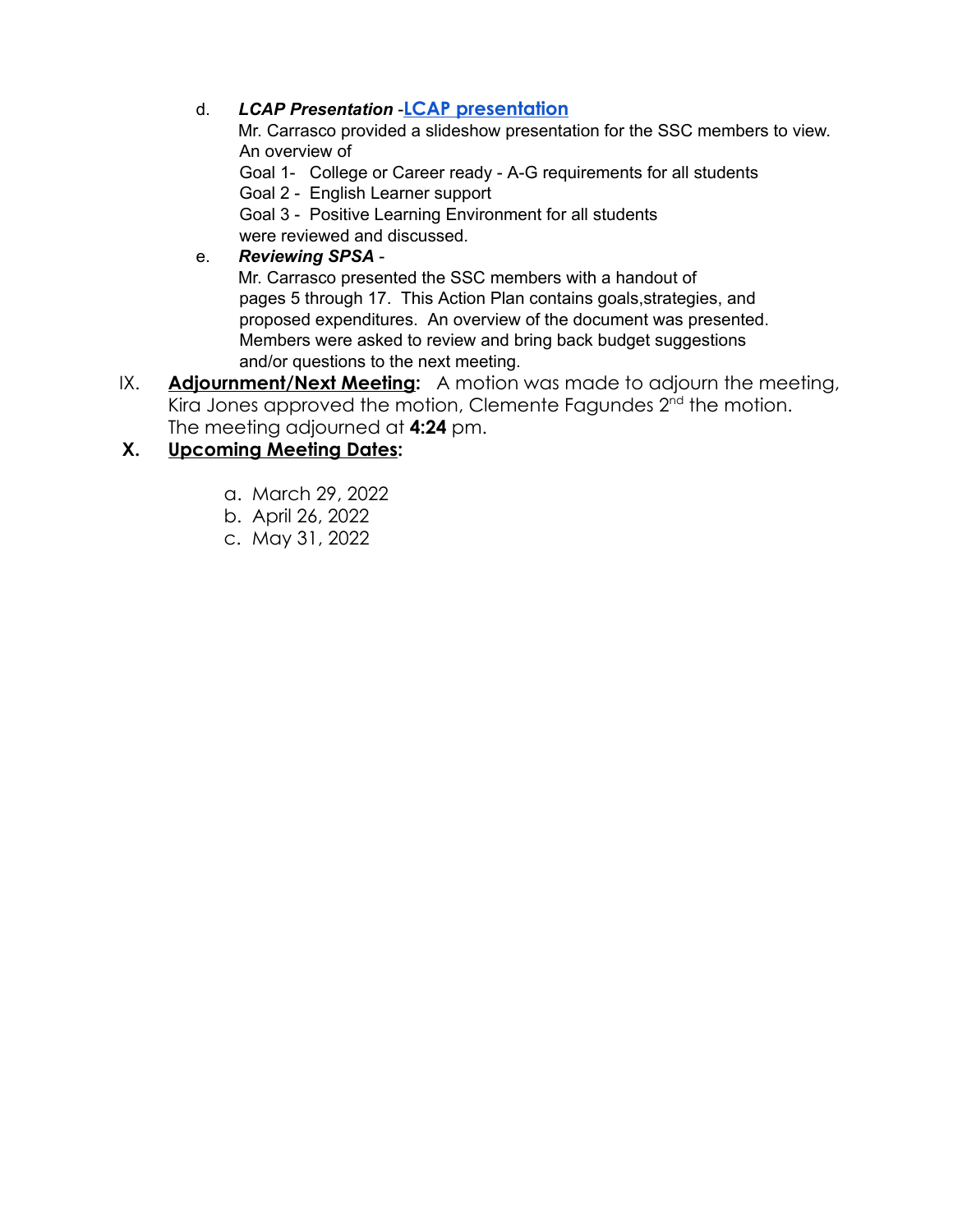d. ***LCAP Presentation*** -[LCAP presentation]

Mr. Carrasco provided a slideshow presentation for the SSC members to view. An overview of

Goal 1- College or Career ready - A-G requirements for all students

Goal 2 - English Learner support

Goal 3 - Positive Learning Environment for all students

were reviewed and discussed.

e. ***Reviewing SPSA*** -

Mr. Carrasco presented the SSC members with a handout of pages 5 through 17. This Action Plan contains goals,strategies, and proposed expenditures. An overview of the document was presented. Members were asked to review and bring back budget suggestions and/or questions to the next meeting.

IX. **Adjournment/Next Meeting:** A motion was made to adjourn the meeting, Kira Jones approved the motion, Clemente Fagundes 2nd the motion. The meeting adjourned at **4:24** pm.

**X. Upcoming Meeting Dates:**

a. March 29, 2022
b. April 26, 2022
c. May 31, 2022